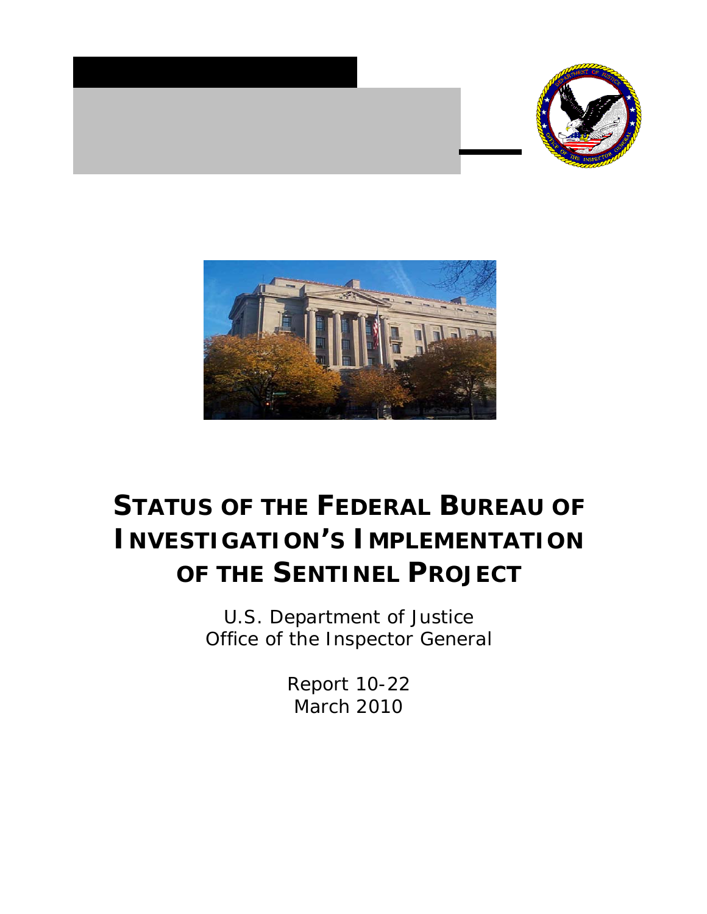# STATUS OF THE FEDERAL BUREAU OF INVESTIGATION'S IMPLEMENTATION OF THE SENTINEL PROJECT

U.S. Department of Justice
Office of the Inspector General

Report 10-22
March 2010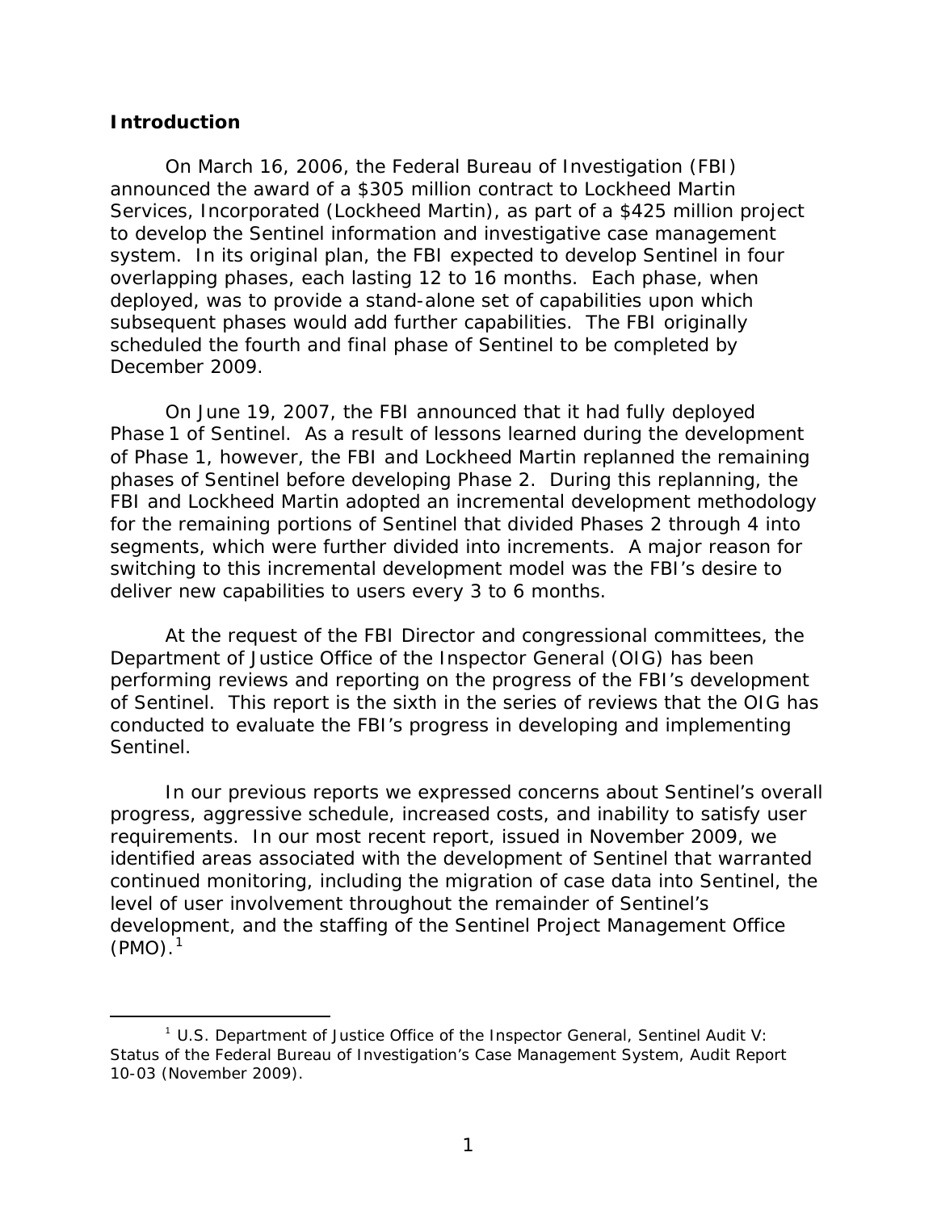## Introduction

On March 16, 2006, the Federal Bureau of Investigation (FBI) announced the award of a $305 million contract to Lockheed Martin Services, Incorporated (Lockheed Martin), as part of a $425 million project to develop the Sentinel information and investigative case management system. In its original plan, the FBI expected to develop Sentinel in four overlapping phases, each lasting 12 to 16 months. Each phase, when deployed, was to provide a stand-alone set of capabilities upon which subsequent phases would add further capabilities. The FBI originally scheduled the fourth and final phase of Sentinel to be completed by December 2009.

On June 19, 2007, the FBI announced that it had fully deployed Phase 1 of Sentinel. As a result of lessons learned during the development of Phase 1, however, the FBI and Lockheed Martin replanned the remaining phases of Sentinel before developing Phase 2. During this replanning, the FBI and Lockheed Martin adopted an incremental development methodology for the remaining portions of Sentinel that divided Phases 2 through 4 into segments, which were further divided into increments. A major reason for switching to this incremental development model was the FBI's desire to deliver new capabilities to users every 3 to 6 months.

At the request of the FBI Director and congressional committees, the Department of Justice Office of the Inspector General (OIG) has been performing reviews and reporting on the progress of the FBI's development of Sentinel. This report is the sixth in the series of reviews that the OIG has conducted to evaluate the FBI's progress in developing and implementing Sentinel.

In our previous reports we expressed concerns about Sentinel's overall progress, aggressive schedule, increased costs, and inability to satisfy user requirements. In our most recent report, issued in November 2009, we identified areas associated with the development of Sentinel that warranted continued monitoring, including the migration of case data into Sentinel, the level of user involvement throughout the remainder of Sentinel's development, and the staffing of the Sentinel Project Management Office (PMO).[1]

---

[1] U.S. Department of Justice Office of the Inspector General, *Sentinel Audit V: Status of the Federal Bureau of Investigation's Case Management System*, Audit Report 10-03 (November 2009).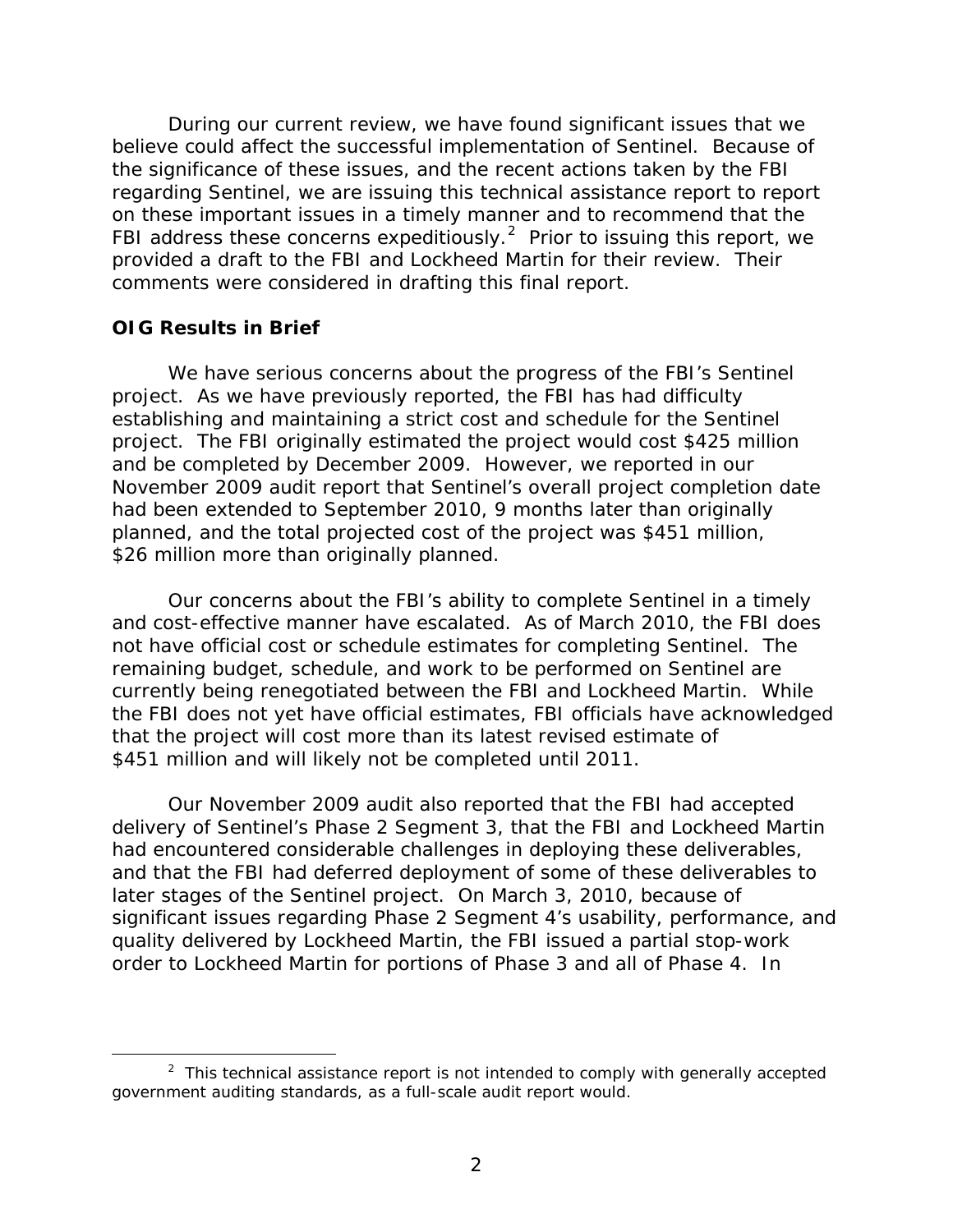During our current review, we have found significant issues that we believe could affect the successful implementation of Sentinel. Because of the significance of these issues, and the recent actions taken by the FBI regarding Sentinel, we are issuing this technical assistance report to report on these important issues in a timely manner and to recommend that the FBI address these concerns expeditiously.[2] Prior to issuing this report, we provided a draft to the FBI and Lockheed Martin for their review. Their comments were considered in drafting this final report.

**OIG Results in Brief**

We have serious concerns about the progress of the FBI's Sentinel project. As we have previously reported, the FBI has had difficulty establishing and maintaining a strict cost and schedule for the Sentinel project. The FBI originally estimated the project would cost $425 million and be completed by December 2009. However, we reported in our November 2009 audit report that Sentinel's overall project completion date had been extended to September 2010, 9 months later than originally planned, and the total projected cost of the project was $451 million, $26 million more than originally planned.

Our concerns about the FBI's ability to complete Sentinel in a timely and cost-effective manner have escalated. As of March 2010, the FBI does not have official cost or schedule estimates for completing Sentinel. The remaining budget, schedule, and work to be performed on Sentinel are currently being renegotiated between the FBI and Lockheed Martin. While the FBI does not yet have official estimates, FBI officials have acknowledged that the project will cost more than its latest revised estimate of $451 million and will likely not be completed until 2011.

Our November 2009 audit also reported that the FBI had accepted delivery of Sentinel's Phase 2 Segment 3, that the FBI and Lockheed Martin had encountered considerable challenges in deploying these deliverables, and that the FBI had deferred deployment of some of these deliverables to later stages of the Sentinel project. On March 3, 2010, because of significant issues regarding Phase 2 Segment 4's usability, performance, and quality delivered by Lockheed Martin, the FBI issued a partial stop-work order to Lockheed Martin for portions of Phase 3 and all of Phase 4. In

[2] This technical assistance report is not intended to comply with generally accepted government auditing standards, as a full-scale audit report would.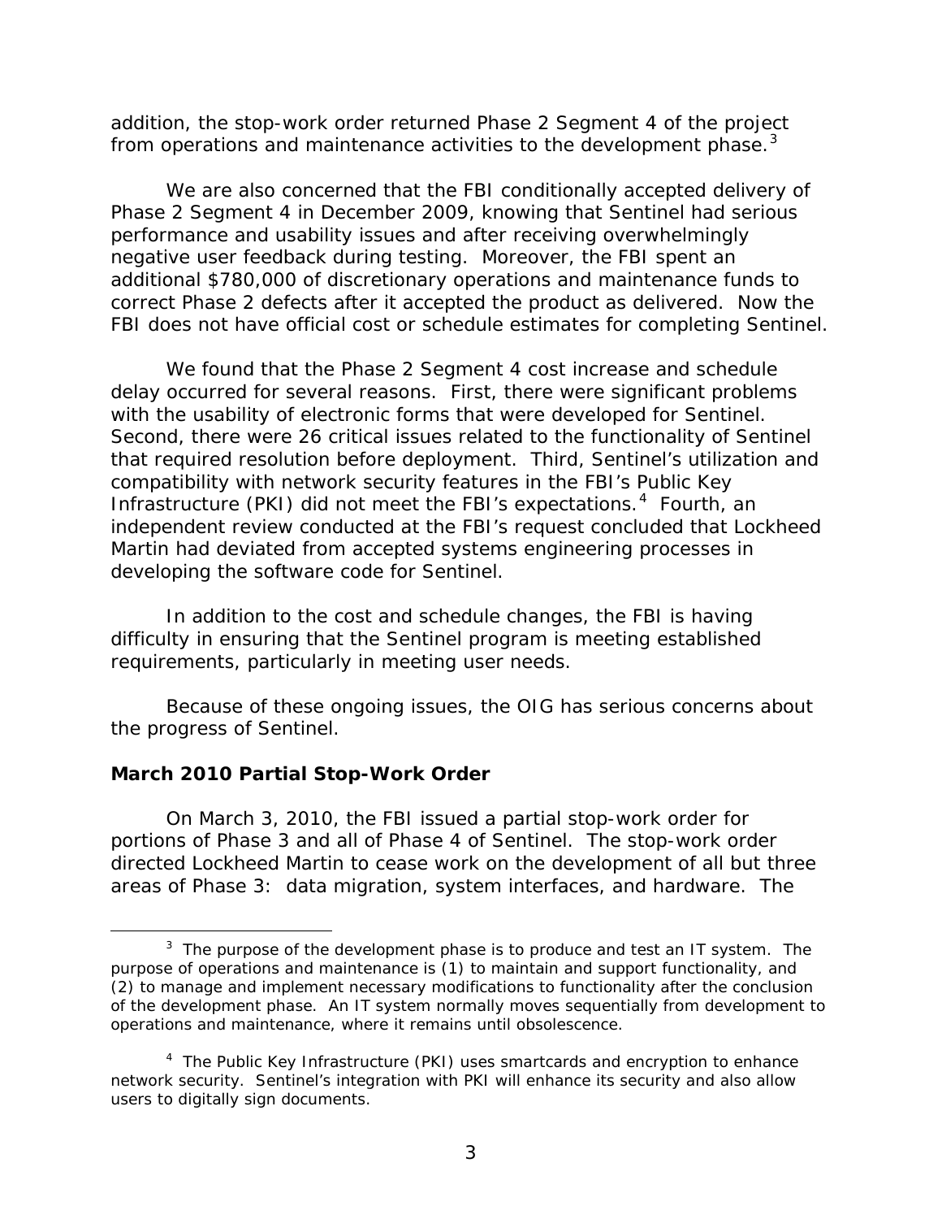addition, the stop-work order returned Phase 2 Segment 4 of the project from operations and maintenance activities to the development phase.[3]

We are also concerned that the FBI conditionally accepted delivery of Phase 2 Segment 4 in December 2009, knowing that Sentinel had serious performance and usability issues and after receiving overwhelmingly negative user feedback during testing. Moreover, the FBI spent an additional $780,000 of discretionary operations and maintenance funds to correct Phase 2 defects after it accepted the product as delivered. Now the FBI does not have official cost or schedule estimates for completing Sentinel.

We found that the Phase 2 Segment 4 cost increase and schedule delay occurred for several reasons. First, there were significant problems with the usability of electronic forms that were developed for Sentinel. Second, there were 26 critical issues related to the functionality of Sentinel that required resolution before deployment. Third, Sentinel's utilization and compatibility with network security features in the FBI's Public Key Infrastructure (PKI) did not meet the FBI's expectations.[4] Fourth, an independent review conducted at the FBI's request concluded that Lockheed Martin had deviated from accepted systems engineering processes in developing the software code for Sentinel.

In addition to the cost and schedule changes, the FBI is having difficulty in ensuring that the Sentinel program is meeting established requirements, particularly in meeting user needs.

Because of these ongoing issues, the OIG has serious concerns about the progress of Sentinel.

**March 2010 Partial Stop-Work Order**

On March 3, 2010, the FBI issued a partial stop-work order for portions of Phase 3 and all of Phase 4 of Sentinel. The stop-work order directed Lockheed Martin to cease work on the development of all but three areas of Phase 3: data migration, system interfaces, and hardware. The

[3] The purpose of the development phase is to produce and test an IT system. The purpose of operations and maintenance is (1) to maintain and support functionality, and (2) to manage and implement necessary modifications to functionality after the conclusion of the development phase. An IT system normally moves sequentially from development to operations and maintenance, where it remains until obsolescence.

[4] The Public Key Infrastructure (PKI) uses smartcards and encryption to enhance network security. Sentinel's integration with PKI will enhance its security and also allow users to digitally sign documents.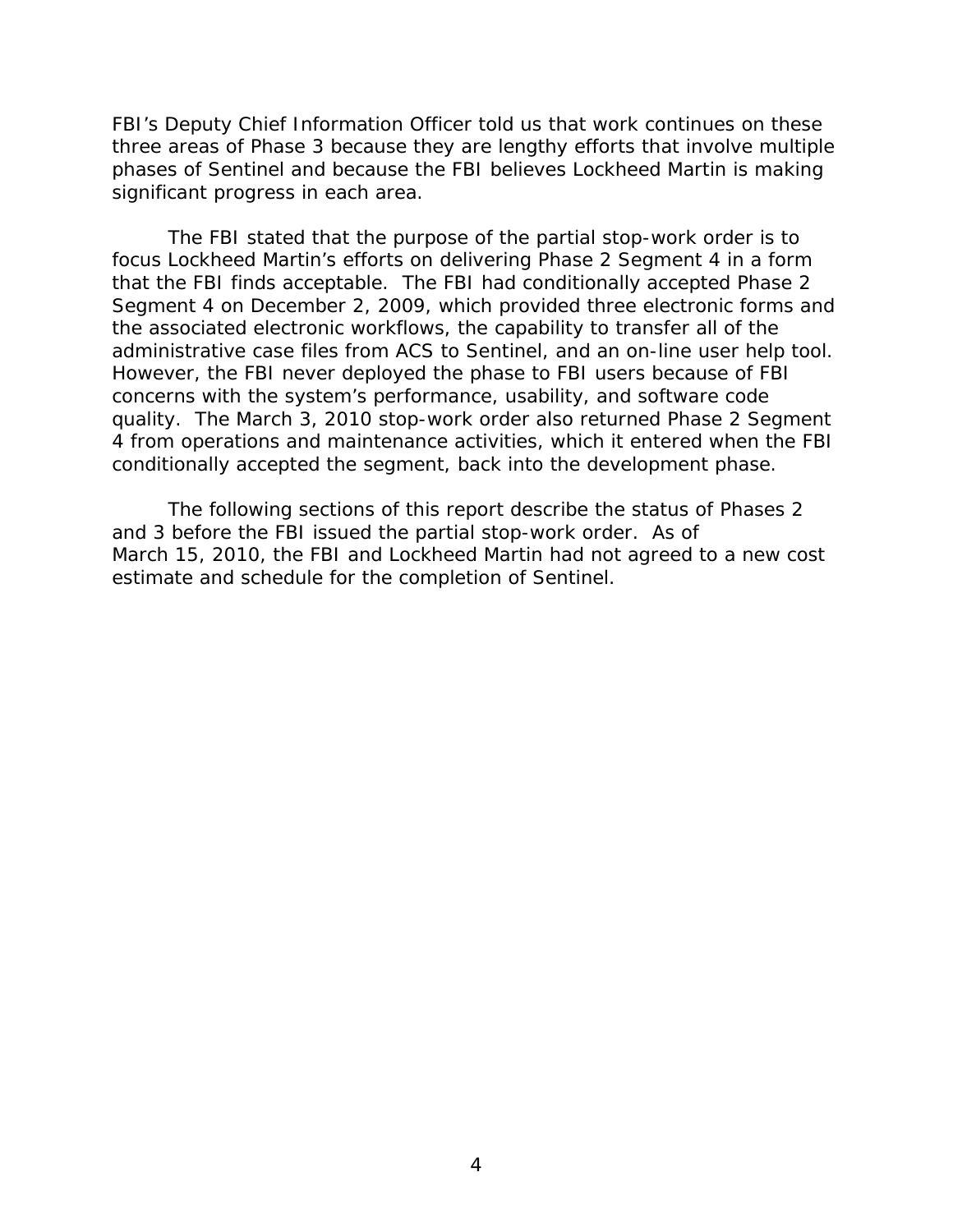FBI's Deputy Chief Information Officer told us that work continues on these three areas of Phase 3 because they are lengthy efforts that involve multiple phases of Sentinel and because the FBI believes Lockheed Martin is making significant progress in each area.

The FBI stated that the purpose of the partial stop-work order is to focus Lockheed Martin's efforts on delivering Phase 2 Segment 4 in a form that the FBI finds acceptable. The FBI had conditionally accepted Phase 2 Segment 4 on December 2, 2009, which provided three electronic forms and the associated electronic workflows, the capability to transfer all of the administrative case files from ACS to Sentinel, and an on-line user help tool. However, the FBI never deployed the phase to FBI users because of FBI concerns with the system's performance, usability, and software code quality. The March 3, 2010 stop-work order also returned Phase 2 Segment 4 from operations and maintenance activities, which it entered when the FBI conditionally accepted the segment, back into the development phase.

The following sections of this report describe the status of Phases 2 and 3 before the FBI issued the partial stop-work order. As of March 15, 2010, the FBI and Lockheed Martin had not agreed to a new cost estimate and schedule for the completion of Sentinel.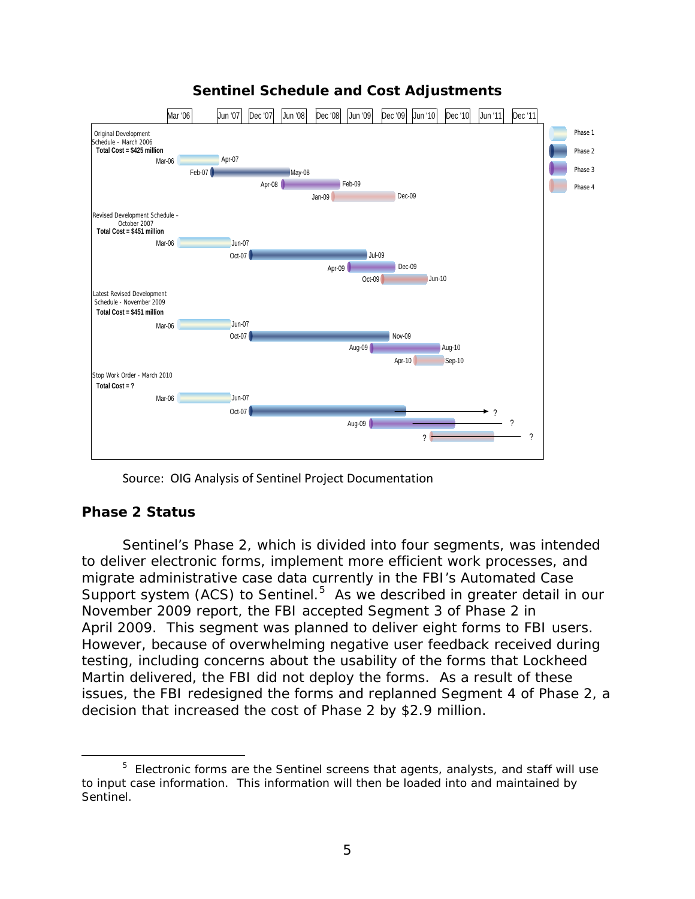**Sentinel Schedule and Cost Adjustments**

| Schedule | Phase 1 | Phase 2 | Phase 3 | Phase 4 |
|---|---|---|---|---|
| Original Development Schedule – March 2006 (Total Cost = $425 million) | Mar-06 – Apr-07 | Feb-07 – May-08 | Apr-08 – Feb-09 | Jan-09 – Dec-09 |
| Revised Development Schedule – October 2007 (Total Cost = $451 million) | Mar-06 – Jun-07 | Oct-07 – Jul-09 | Apr-09 – Dec-09 | Oct-09 – Jun-10 |
| Latest Revised Development Schedule - November 2009 (Total Cost = $451 million) | Mar-06 – Jun-07 | Oct-07 – Nov-09 | Aug-09 – Aug-10 | Apr-10 – Sep-10 |
| Stop Work Order - March 2010 (Total Cost = ?) | Mar-06 – Jun-07 | Oct-07 – ? | Aug-09 – ? | ? – ? |

Source: OIG Analysis of Sentinel Project Documentation

## Phase 2 Status

Sentinel's Phase 2, which is divided into four segments, was intended to deliver electronic forms, implement more efficient work processes, and migrate administrative case data currently in the FBI's Automated Case Support system (ACS) to Sentinel.[5] As we described in greater detail in our November 2009 report, the FBI accepted Segment 3 of Phase 2 in April 2009. This segment was planned to deliver eight forms to FBI users. However, because of overwhelming negative user feedback received during testing, including concerns about the usability of the forms that Lockheed Martin delivered, the FBI did not deploy the forms. As a result of these issues, the FBI redesigned the forms and replanned Segment 4 of Phase 2, a decision that increased the cost of Phase 2 by $2.9 million.

[5] Electronic forms are the Sentinel screens that agents, analysts, and staff will use to input case information. This information will then be loaded into and maintained by Sentinel.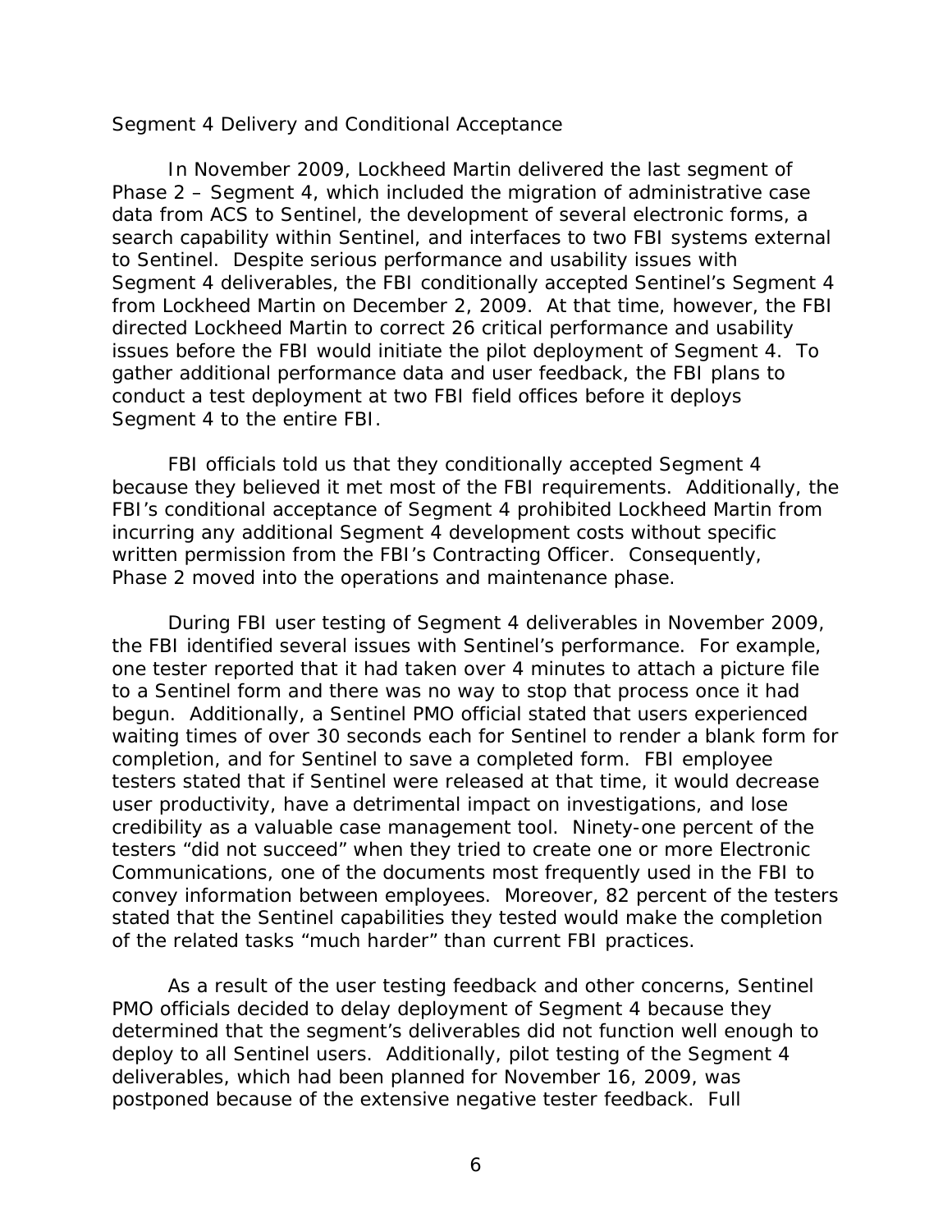Segment 4 Delivery and Conditional Acceptance

In November 2009, Lockheed Martin delivered the last segment of Phase 2 – Segment 4, which included the migration of administrative case data from ACS to Sentinel, the development of several electronic forms, a search capability within Sentinel, and interfaces to two FBI systems external to Sentinel. Despite serious performance and usability issues with Segment 4 deliverables, the FBI conditionally accepted Sentinel's Segment 4 from Lockheed Martin on December 2, 2009. At that time, however, the FBI directed Lockheed Martin to correct 26 critical performance and usability issues before the FBI would initiate the pilot deployment of Segment 4. To gather additional performance data and user feedback, the FBI plans to conduct a test deployment at two FBI field offices before it deploys Segment 4 to the entire FBI.

FBI officials told us that they conditionally accepted Segment 4 because they believed it met most of the FBI requirements. Additionally, the FBI's conditional acceptance of Segment 4 prohibited Lockheed Martin from incurring any additional Segment 4 development costs without specific written permission from the FBI's Contracting Officer. Consequently, Phase 2 moved into the operations and maintenance phase.

During FBI user testing of Segment 4 deliverables in November 2009, the FBI identified several issues with Sentinel's performance. For example, one tester reported that it had taken over 4 minutes to attach a picture file to a Sentinel form and there was no way to stop that process once it had begun. Additionally, a Sentinel PMO official stated that users experienced waiting times of over 30 seconds each for Sentinel to render a blank form for completion, and for Sentinel to save a completed form. FBI employee testers stated that if Sentinel were released at that time, it would decrease user productivity, have a detrimental impact on investigations, and lose credibility as a valuable case management tool. Ninety-one percent of the testers "did not succeed" when they tried to create one or more Electronic Communications, one of the documents most frequently used in the FBI to convey information between employees. Moreover, 82 percent of the testers stated that the Sentinel capabilities they tested would make the completion of the related tasks "much harder" than current FBI practices.

As a result of the user testing feedback and other concerns, Sentinel PMO officials decided to delay deployment of Segment 4 because they determined that the segment's deliverables did not function well enough to deploy to all Sentinel users. Additionally, pilot testing of the Segment 4 deliverables, which had been planned for November 16, 2009, was postponed because of the extensive negative tester feedback. Full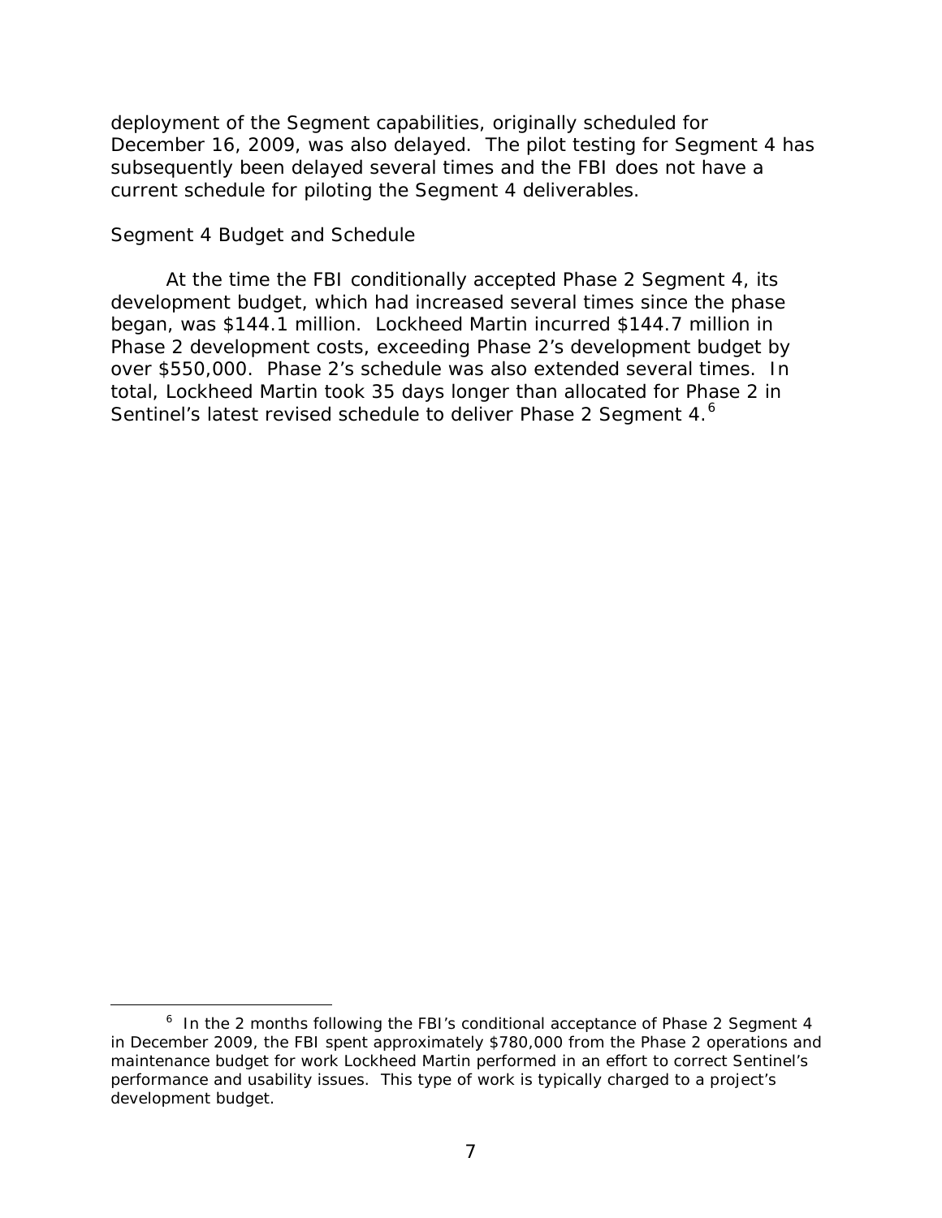deployment of the Segment capabilities, originally scheduled for December 16, 2009, was also delayed. The pilot testing for Segment 4 has subsequently been delayed several times and the FBI does not have a current schedule for piloting the Segment 4 deliverables.

*Segment 4 Budget and Schedule*

At the time the FBI conditionally accepted Phase 2 Segment 4, its development budget, which had increased several times since the phase began, was $144.1 million. Lockheed Martin incurred $144.7 million in Phase 2 development costs, exceeding Phase 2's development budget by over $550,000. Phase 2's schedule was also extended several times. In total, Lockheed Martin took 35 days longer than allocated for Phase 2 in Sentinel's latest revised schedule to deliver Phase 2 Segment 4.[6]

---

[6] In the 2 months following the FBI's conditional acceptance of Phase 2 Segment 4 in December 2009, the FBI spent approximately $780,000 from the Phase 2 operations and maintenance budget for work Lockheed Martin performed in an effort to correct Sentinel's performance and usability issues. This type of work is typically charged to a project's development budget.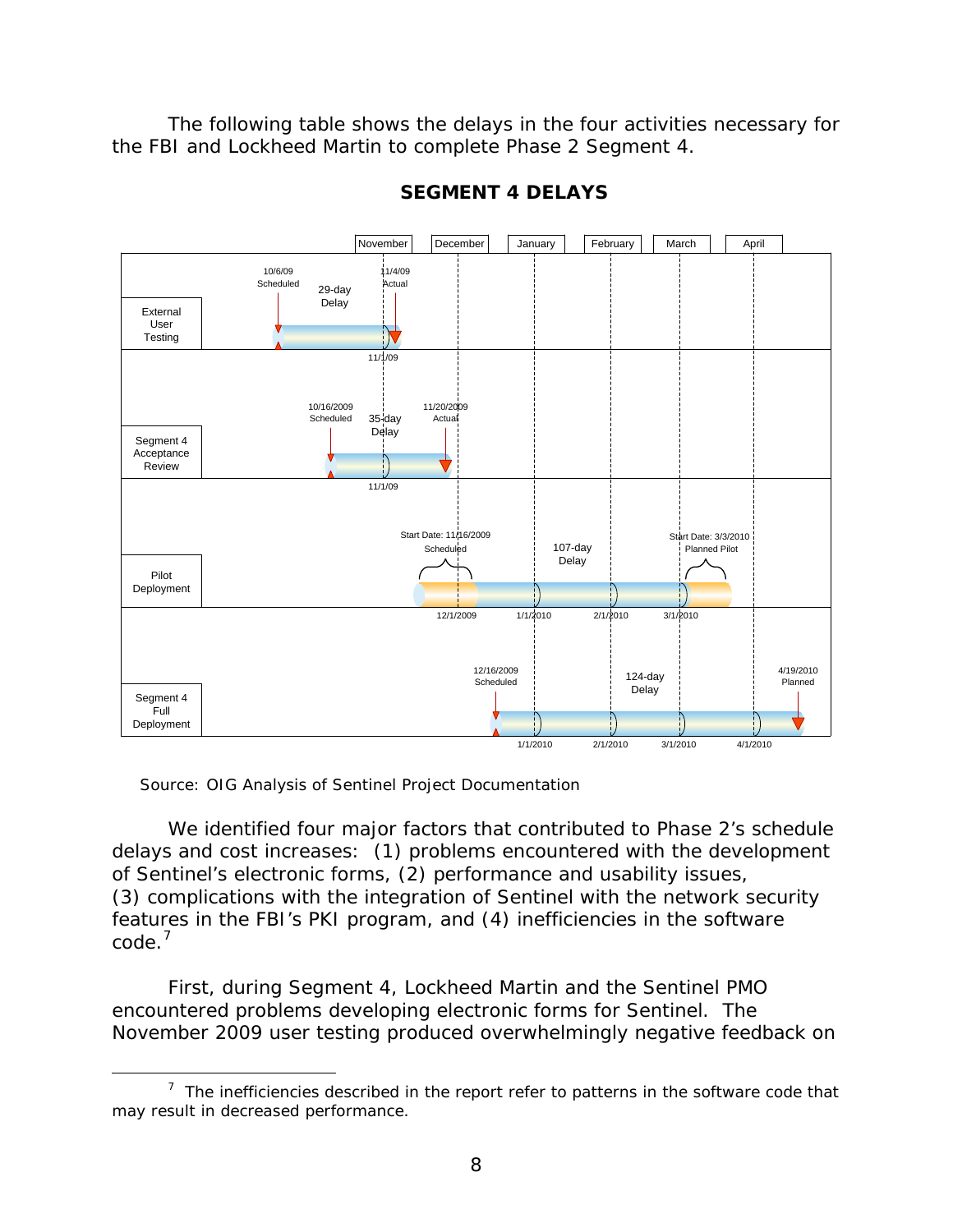The following table shows the delays in the four activities necessary for the FBI and Lockheed Martin to complete Phase 2 Segment 4.

**SEGMENT 4 DELAYS**

| Activity | Scheduled | Actual/Planned | Delay |
|---|---|---|---|
| External User Testing | 10/6/09 Scheduled | 11/4/09 Actual | 29-day Delay |
| Segment 4 Acceptance Review | 10/16/2009 Scheduled | 11/20/2009 Actual | 35-day Delay |
| Pilot Deployment | Start Date: 11/16/2009 Scheduled | Start Date: 3/3/2010 Planned Pilot | 107-day Delay |
| Segment 4 Full Deployment | 12/16/2009 Scheduled | 4/19/2010 Planned | 124-day Delay |

Source: OIG Analysis of Sentinel Project Documentation

We identified four major factors that contributed to Phase 2's schedule delays and cost increases: (1) problems encountered with the development of Sentinel's electronic forms, (2) performance and usability issues, (3) complications with the integration of Sentinel with the network security features in the FBI's PKI program, and (4) inefficiencies in the software code.[7]

First, during Segment 4, Lockheed Martin and the Sentinel PMO encountered problems developing electronic forms for Sentinel. The November 2009 user testing produced overwhelmingly negative feedback on

---

[7] The inefficiencies described in the report refer to patterns in the software code that may result in decreased performance.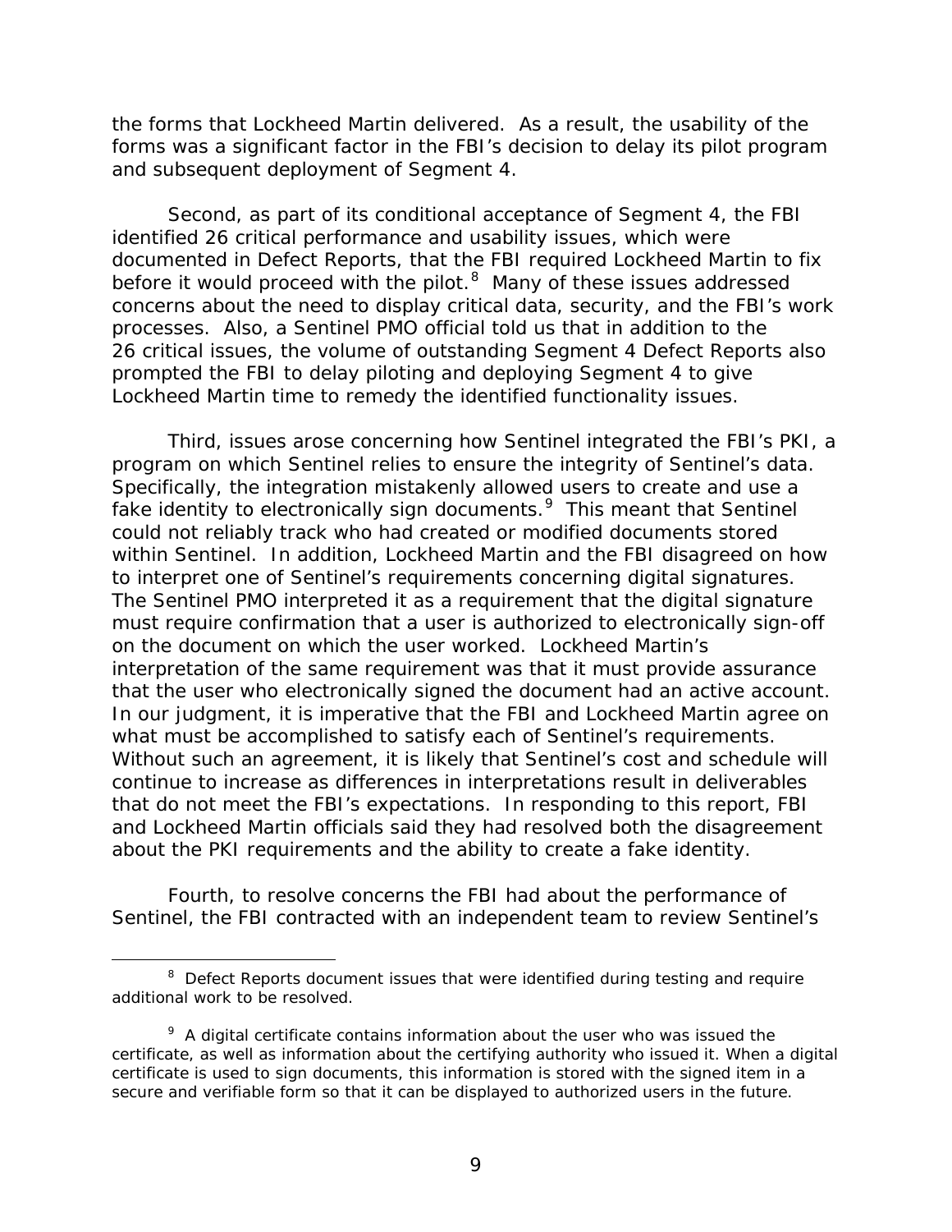the forms that Lockheed Martin delivered. As a result, the usability of the forms was a significant factor in the FBI's decision to delay its pilot program and subsequent deployment of Segment 4.

Second, as part of its conditional acceptance of Segment 4, the FBI identified 26 critical performance and usability issues, which were documented in Defect Reports, that the FBI required Lockheed Martin to fix before it would proceed with the pilot.[8] Many of these issues addressed concerns about the need to display critical data, security, and the FBI's work processes. Also, a Sentinel PMO official told us that in addition to the 26 critical issues, the volume of outstanding Segment 4 Defect Reports also prompted the FBI to delay piloting and deploying Segment 4 to give Lockheed Martin time to remedy the identified functionality issues.

Third, issues arose concerning how Sentinel integrated the FBI's PKI, a program on which Sentinel relies to ensure the integrity of Sentinel's data. Specifically, the integration mistakenly allowed users to create and use a fake identity to electronically sign documents.[9] This meant that Sentinel could not reliably track who had created or modified documents stored within Sentinel. In addition, Lockheed Martin and the FBI disagreed on how to interpret one of Sentinel's requirements concerning digital signatures. The Sentinel PMO interpreted it as a requirement that the digital signature must require confirmation that a user is authorized to electronically sign-off on the document on which the user worked. Lockheed Martin's interpretation of the same requirement was that it must provide assurance that the user who electronically signed the document had an active account. In our judgment, it is imperative that the FBI and Lockheed Martin agree on what must be accomplished to satisfy each of Sentinel's requirements. Without such an agreement, it is likely that Sentinel's cost and schedule will continue to increase as differences in interpretations result in deliverables that do not meet the FBI's expectations. In responding to this report, FBI and Lockheed Martin officials said they had resolved both the disagreement about the PKI requirements and the ability to create a fake identity.

Fourth, to resolve concerns the FBI had about the performance of Sentinel, the FBI contracted with an independent team to review Sentinel's

---

[8] Defect Reports document issues that were identified during testing and require additional work to be resolved.

[9] A digital certificate contains information about the user who was issued the certificate, as well as information about the certifying authority who issued it. When a digital certificate is used to sign documents, this information is stored with the signed item in a secure and verifiable form so that it can be displayed to authorized users in the future.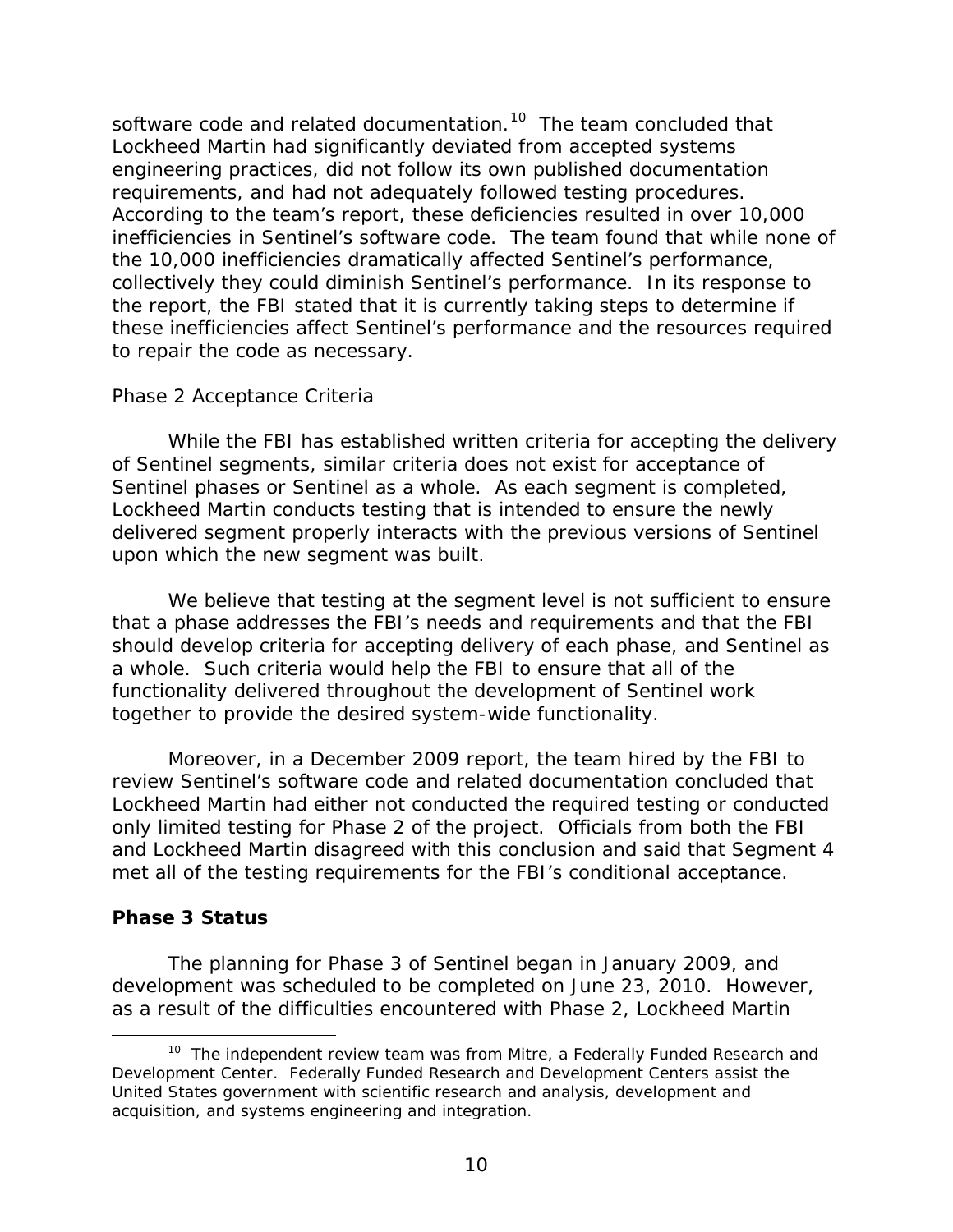software code and related documentation.[10] The team concluded that Lockheed Martin had significantly deviated from accepted systems engineering practices, did not follow its own published documentation requirements, and had not adequately followed testing procedures. According to the team's report, these deficiencies resulted in over 10,000 inefficiencies in Sentinel's software code. The team found that while none of the 10,000 inefficiencies dramatically affected Sentinel's performance, collectively they could diminish Sentinel's performance. In its response to the report, the FBI stated that it is currently taking steps to determine if these inefficiencies affect Sentinel's performance and the resources required to repair the code as necessary.

*Phase 2 Acceptance Criteria*

While the FBI has established written criteria for accepting the delivery of Sentinel segments, similar criteria does not exist for acceptance of Sentinel phases or Sentinel as a whole. As each segment is completed, Lockheed Martin conducts testing that is intended to ensure the newly delivered segment properly interacts with the previous versions of Sentinel upon which the new segment was built.

We believe that testing at the segment level is not sufficient to ensure that a phase addresses the FBI's needs and requirements and that the FBI should develop criteria for accepting delivery of each phase, and Sentinel as a whole. Such criteria would help the FBI to ensure that all of the functionality delivered throughout the development of Sentinel work together to provide the desired system-wide functionality.

Moreover, in a December 2009 report, the team hired by the FBI to review Sentinel's software code and related documentation concluded that Lockheed Martin had either not conducted the required testing or conducted only limited testing for Phase 2 of the project. Officials from both the FBI and Lockheed Martin disagreed with this conclusion and said that Segment 4 met all of the testing requirements for the FBI's conditional acceptance.

**Phase 3 Status**

The planning for Phase 3 of Sentinel began in January 2009, and development was scheduled to be completed on June 23, 2010. However, as a result of the difficulties encountered with Phase 2, Lockheed Martin

[10] The independent review team was from Mitre, a Federally Funded Research and Development Center. Federally Funded Research and Development Centers assist the United States government with scientific research and analysis, development and acquisition, and systems engineering and integration.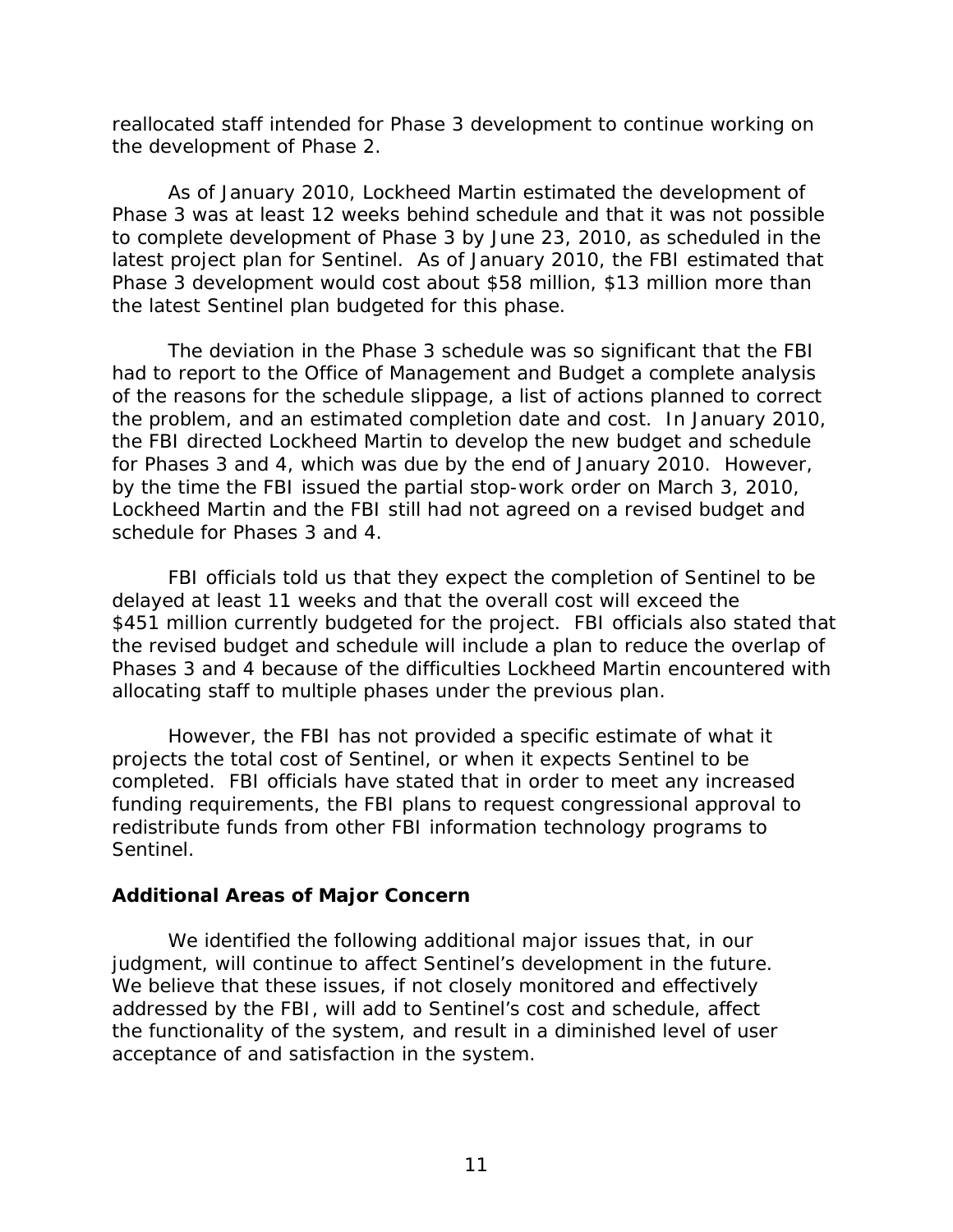reallocated staff intended for Phase 3 development to continue working on the development of Phase 2.

As of January 2010, Lockheed Martin estimated the development of Phase 3 was at least 12 weeks behind schedule and that it was not possible to complete development of Phase 3 by June 23, 2010, as scheduled in the latest project plan for Sentinel. As of January 2010, the FBI estimated that Phase 3 development would cost about $58 million, $13 million more than the latest Sentinel plan budgeted for this phase.

The deviation in the Phase 3 schedule was so significant that the FBI had to report to the Office of Management and Budget a complete analysis of the reasons for the schedule slippage, a list of actions planned to correct the problem, and an estimated completion date and cost. In January 2010, the FBI directed Lockheed Martin to develop the new budget and schedule for Phases 3 and 4, which was due by the end of January 2010. However, by the time the FBI issued the partial stop-work order on March 3, 2010, Lockheed Martin and the FBI still had not agreed on a revised budget and schedule for Phases 3 and 4.

FBI officials told us that they expect the completion of Sentinel to be delayed at least 11 weeks and that the overall cost will exceed the $451 million currently budgeted for the project. FBI officials also stated that the revised budget and schedule will include a plan to reduce the overlap of Phases 3 and 4 because of the difficulties Lockheed Martin encountered with allocating staff to multiple phases under the previous plan.

However, the FBI has not provided a specific estimate of what it projects the total cost of Sentinel, or when it expects Sentinel to be completed. FBI officials have stated that in order to meet any increased funding requirements, the FBI plans to request congressional approval to redistribute funds from other FBI information technology programs to Sentinel.

## Additional Areas of Major Concern

We identified the following additional major issues that, in our judgment, will continue to affect Sentinel's development in the future. We believe that these issues, if not closely monitored and effectively addressed by the FBI, will add to Sentinel's cost and schedule, affect the functionality of the system, and result in a diminished level of user acceptance of and satisfaction in the system.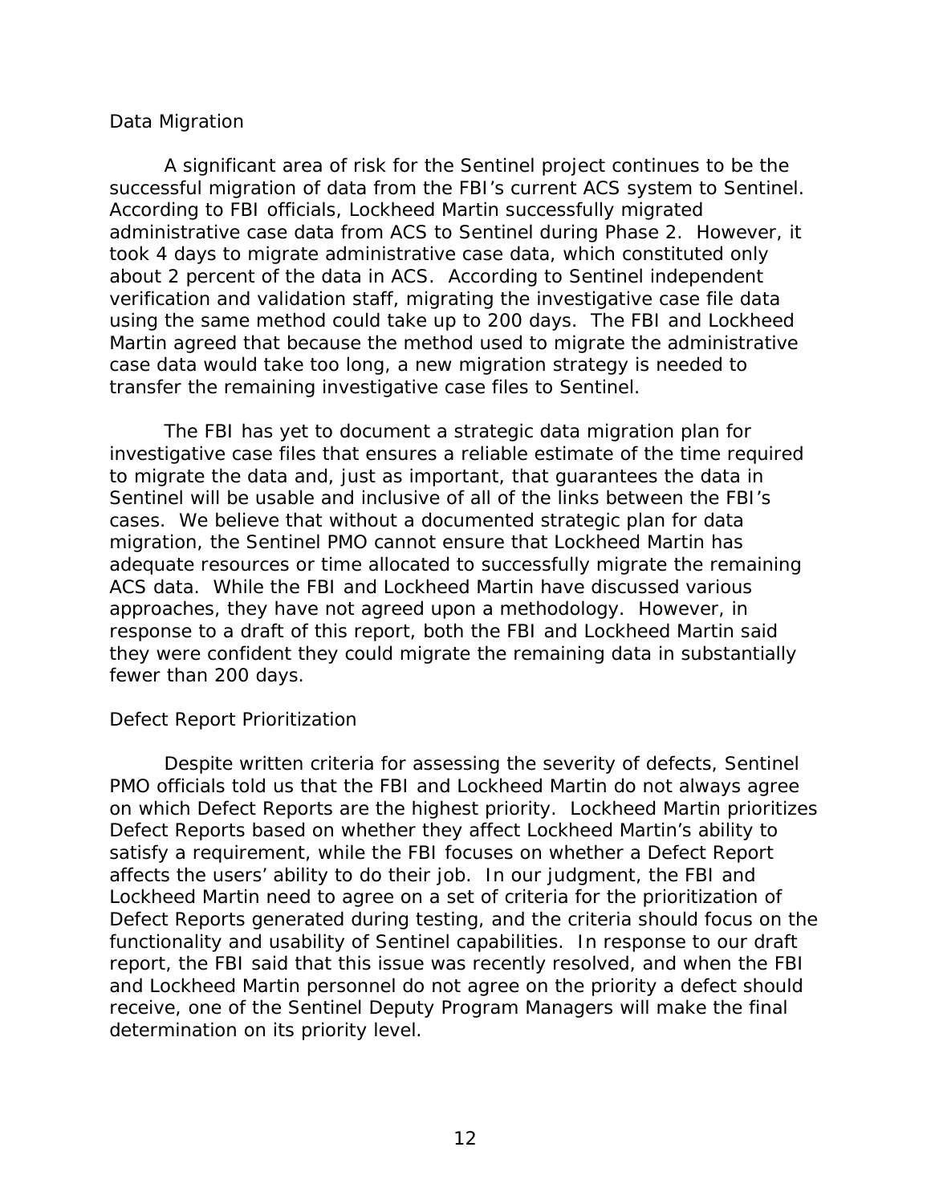### Data Migration

A significant area of risk for the Sentinel project continues to be the successful migration of data from the FBI's current ACS system to Sentinel. According to FBI officials, Lockheed Martin successfully migrated administrative case data from ACS to Sentinel during Phase 2. However, it took 4 days to migrate administrative case data, which constituted only about 2 percent of the data in ACS. According to Sentinel independent verification and validation staff, migrating the investigative case file data using the same method could take up to 200 days. The FBI and Lockheed Martin agreed that because the method used to migrate the administrative case data would take too long, a new migration strategy is needed to transfer the remaining investigative case files to Sentinel.

The FBI has yet to document a strategic data migration plan for investigative case files that ensures a reliable estimate of the time required to migrate the data and, just as important, that guarantees the data in Sentinel will be usable and inclusive of all of the links between the FBI's cases. We believe that without a documented strategic plan for data migration, the Sentinel PMO cannot ensure that Lockheed Martin has adequate resources or time allocated to successfully migrate the remaining ACS data. While the FBI and Lockheed Martin have discussed various approaches, they have not agreed upon a methodology. However, in response to a draft of this report, both the FBI and Lockheed Martin said they were confident they could migrate the remaining data in substantially fewer than 200 days.

### Defect Report Prioritization

Despite written criteria for assessing the severity of defects, Sentinel PMO officials told us that the FBI and Lockheed Martin do not always agree on which Defect Reports are the highest priority. Lockheed Martin prioritizes Defect Reports based on whether they affect Lockheed Martin's ability to satisfy a requirement, while the FBI focuses on whether a Defect Report affects the users' ability to do their job. In our judgment, the FBI and Lockheed Martin need to agree on a set of criteria for the prioritization of Defect Reports generated during testing, and the criteria should focus on the functionality and usability of Sentinel capabilities. In response to our draft report, the FBI said that this issue was recently resolved, and when the FBI and Lockheed Martin personnel do not agree on the priority a defect should receive, one of the Sentinel Deputy Program Managers will make the final determination on its priority level.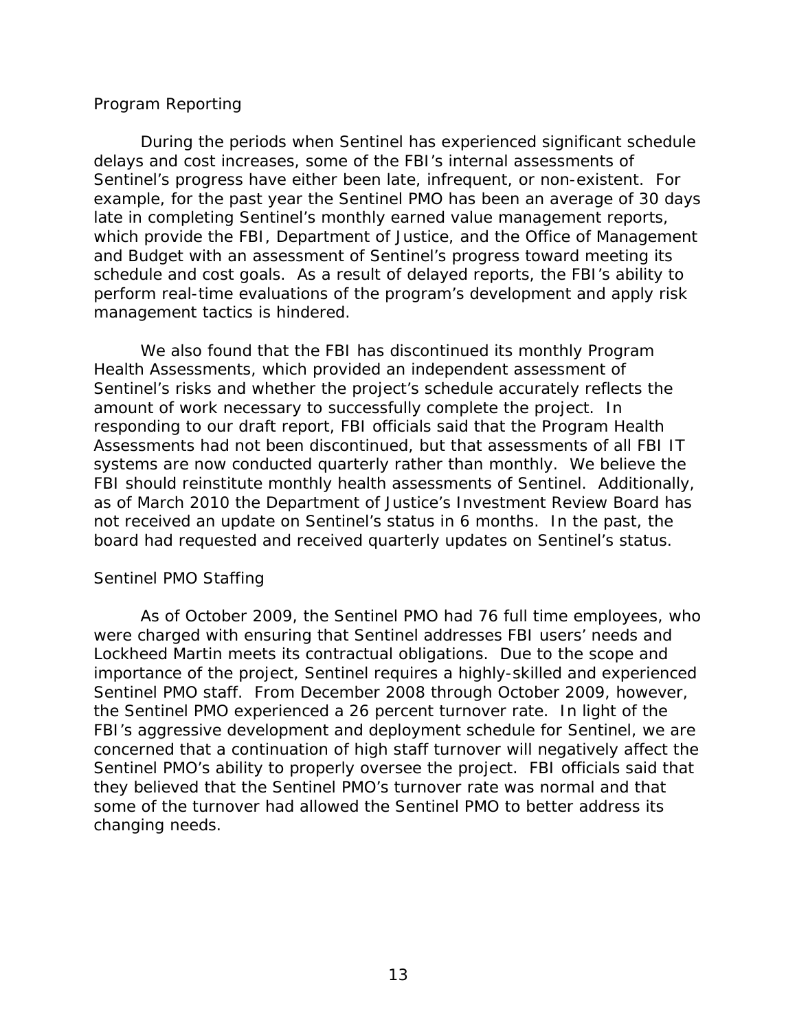### Program Reporting

During the periods when Sentinel has experienced significant schedule delays and cost increases, some of the FBI's internal assessments of Sentinel's progress have either been late, infrequent, or non-existent. For example, for the past year the Sentinel PMO has been an average of 30 days late in completing Sentinel's monthly earned value management reports, which provide the FBI, Department of Justice, and the Office of Management and Budget with an assessment of Sentinel's progress toward meeting its schedule and cost goals. As a result of delayed reports, the FBI's ability to perform real-time evaluations of the program's development and apply risk management tactics is hindered.

We also found that the FBI has discontinued its monthly Program Health Assessments, which provided an independent assessment of Sentinel's risks and whether the project's schedule accurately reflects the amount of work necessary to successfully complete the project. In responding to our draft report, FBI officials said that the Program Health Assessments had not been discontinued, but that assessments of all FBI IT systems are now conducted quarterly rather than monthly. We believe the FBI should reinstitute monthly health assessments of Sentinel. Additionally, as of March 2010 the Department of Justice's Investment Review Board has not received an update on Sentinel's status in 6 months. In the past, the board had requested and received quarterly updates on Sentinel's status.

### Sentinel PMO Staffing

As of October 2009, the Sentinel PMO had 76 full time employees, who were charged with ensuring that Sentinel addresses FBI users' needs and Lockheed Martin meets its contractual obligations. Due to the scope and importance of the project, Sentinel requires a highly-skilled and experienced Sentinel PMO staff. From December 2008 through October 2009, however, the Sentinel PMO experienced a 26 percent turnover rate. In light of the FBI's aggressive development and deployment schedule for Sentinel, we are concerned that a continuation of high staff turnover will negatively affect the Sentinel PMO's ability to properly oversee the project. FBI officials said that they believed that the Sentinel PMO's turnover rate was normal and that some of the turnover had allowed the Sentinel PMO to better address its changing needs.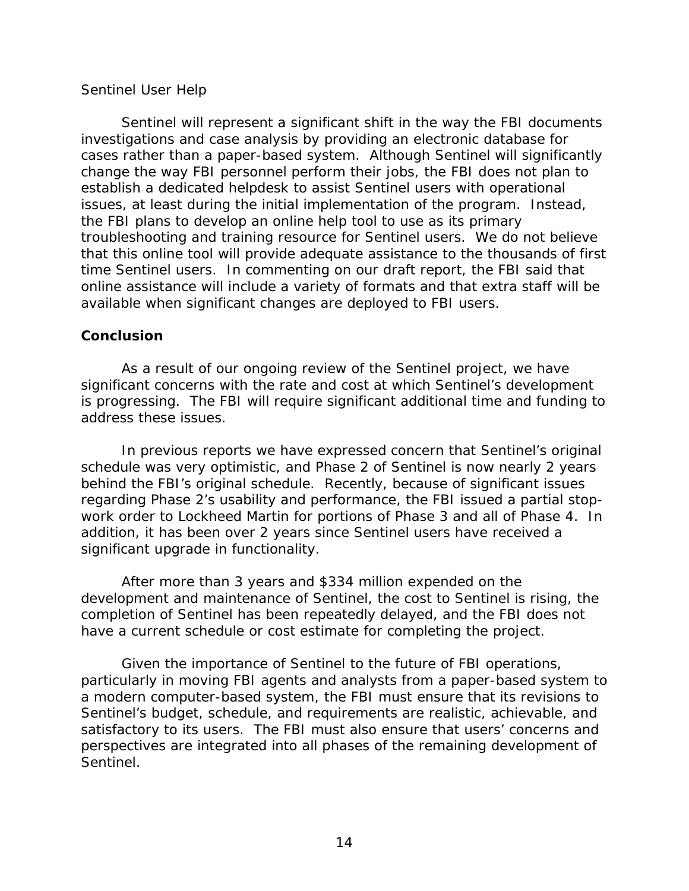Sentinel User Help

Sentinel will represent a significant shift in the way the FBI documents investigations and case analysis by providing an electronic database for cases rather than a paper-based system. Although Sentinel will significantly change the way FBI personnel perform their jobs, the FBI does not plan to establish a dedicated helpdesk to assist Sentinel users with operational issues, at least during the initial implementation of the program. Instead, the FBI plans to develop an online help tool to use as its primary troubleshooting and training resource for Sentinel users. We do not believe that this online tool will provide adequate assistance to the thousands of first time Sentinel users. In commenting on our draft report, the FBI said that online assistance will include a variety of formats and that extra staff will be available when significant changes are deployed to FBI users.

**Conclusion**

As a result of our ongoing review of the Sentinel project, we have significant concerns with the rate and cost at which Sentinel's development is progressing. The FBI will require significant additional time and funding to address these issues.

In previous reports we have expressed concern that Sentinel's original schedule was very optimistic, and Phase 2 of Sentinel is now nearly 2 years behind the FBI's original schedule. Recently, because of significant issues regarding Phase 2's usability and performance, the FBI issued a partial stop-work order to Lockheed Martin for portions of Phase 3 and all of Phase 4. In addition, it has been over 2 years since Sentinel users have received a significant upgrade in functionality.

After more than 3 years and $334 million expended on the development and maintenance of Sentinel, the cost to Sentinel is rising, the completion of Sentinel has been repeatedly delayed, and the FBI does not have a current schedule or cost estimate for completing the project.

Given the importance of Sentinel to the future of FBI operations, particularly in moving FBI agents and analysts from a paper-based system to a modern computer-based system, the FBI must ensure that its revisions to Sentinel's budget, schedule, and requirements are realistic, achievable, and satisfactory to its users. The FBI must also ensure that users' concerns and perspectives are integrated into all phases of the remaining development of Sentinel.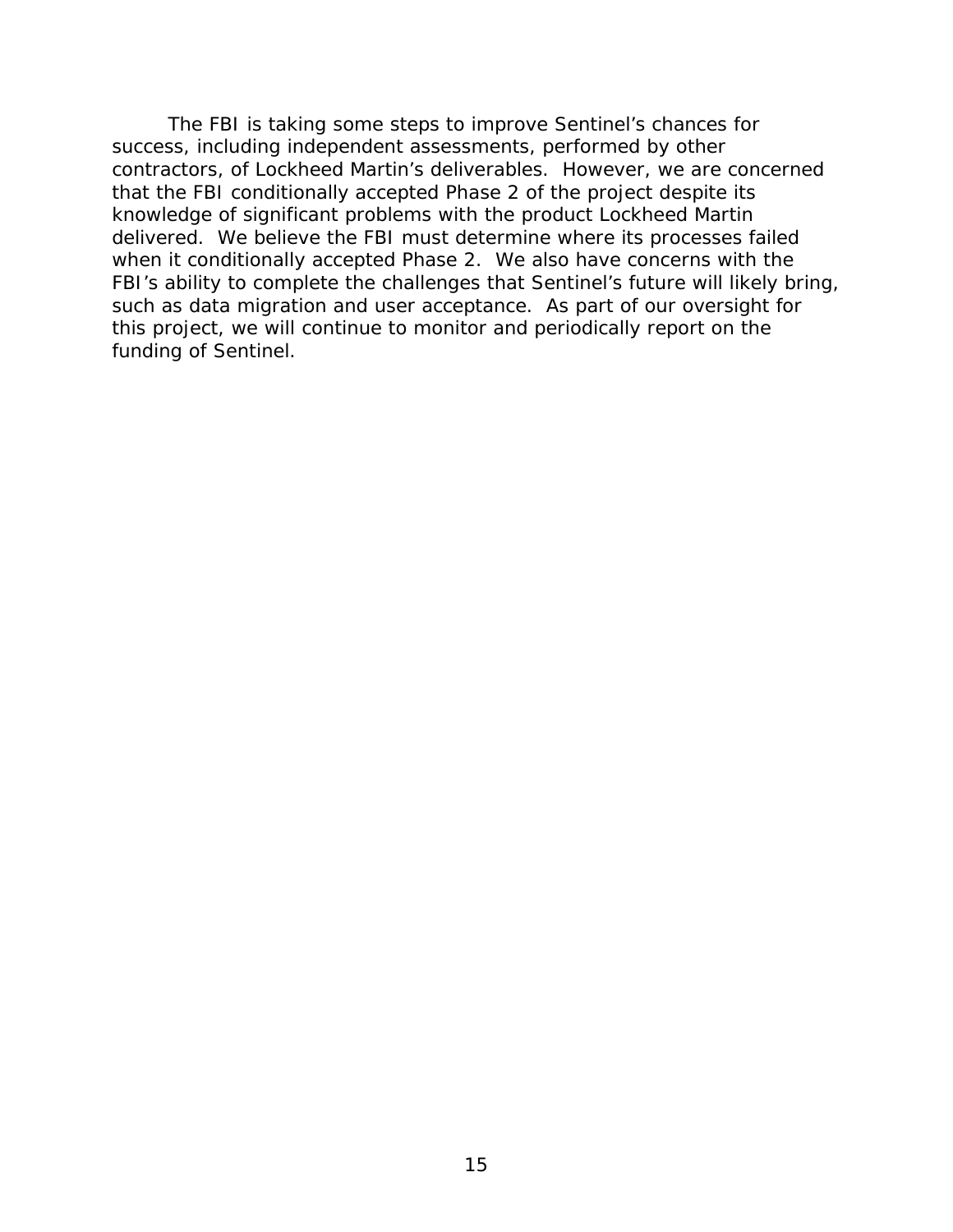The FBI is taking some steps to improve Sentinel's chances for success, including independent assessments, performed by other contractors, of Lockheed Martin's deliverables. However, we are concerned that the FBI conditionally accepted Phase 2 of the project despite its knowledge of significant problems with the product Lockheed Martin delivered. We believe the FBI must determine where its processes failed when it conditionally accepted Phase 2. We also have concerns with the FBI's ability to complete the challenges that Sentinel's future will likely bring, such as data migration and user acceptance. As part of our oversight for this project, we will continue to monitor and periodically report on the funding of Sentinel.